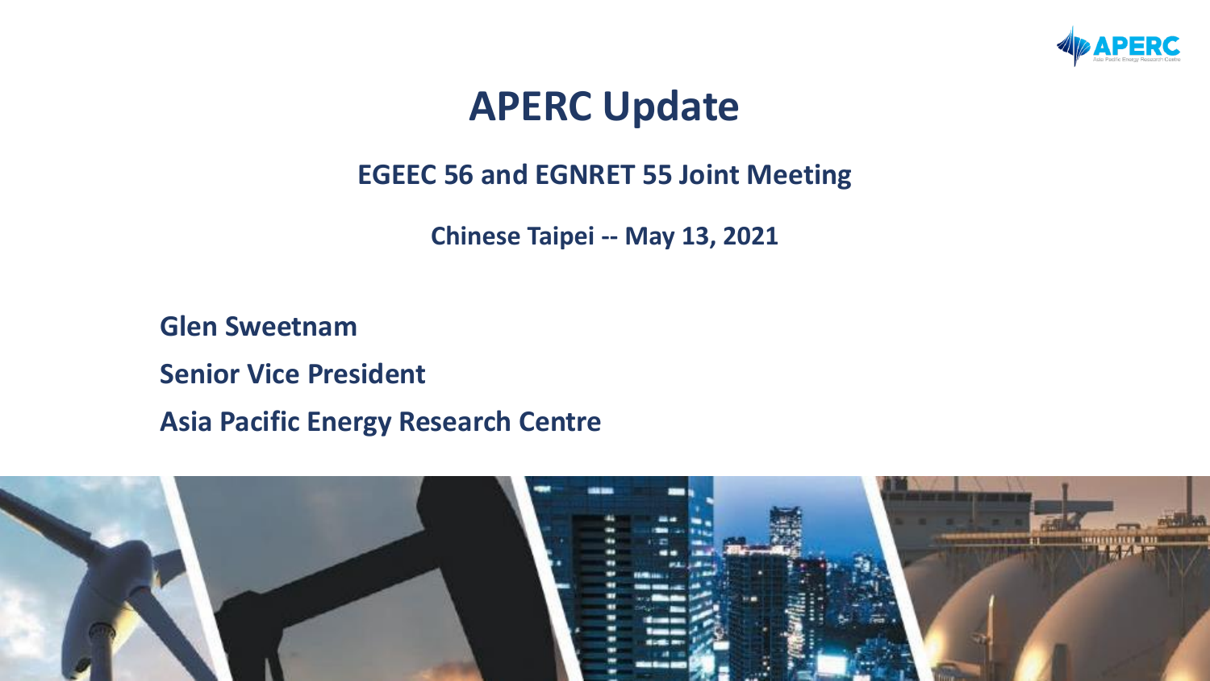# APERC Update

## EGEEC 56 and EGNRET 55 Joint Meeting

**Chinese Taipei -- May 13, 2021**

**Glen Sweetnam**

**Senior Vice President**

**Asia Pacific Energy Research Centre**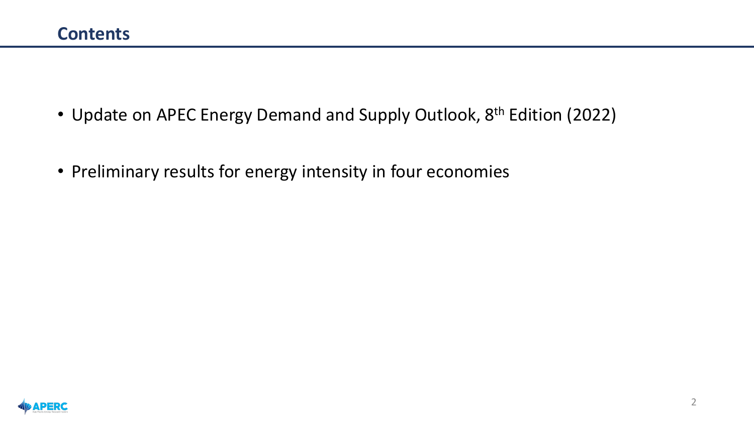## Contents

- Update on APEC Energy Demand and Supply Outlook, 8th Edition (2022)
- Preliminary results for energy intensity in four economies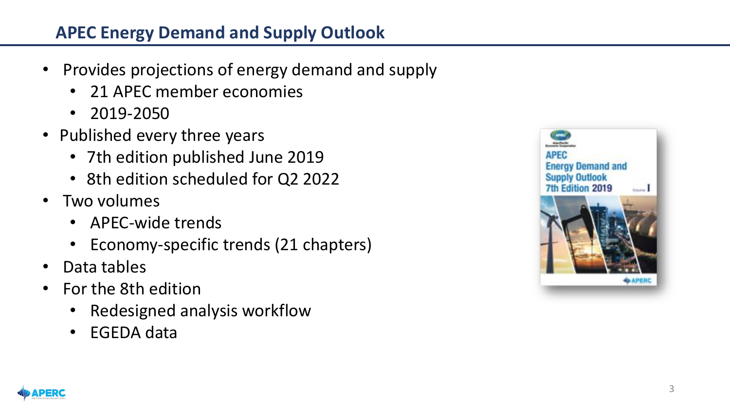## APEC Energy Demand and Supply Outlook

- Provides projections of energy demand and supply
  - 21 APEC member economies
  - 2019-2050
- Published every three years
  - 7th edition published June 2019
  - 8th edition scheduled for Q2 2022
- Two volumes
  - APEC-wide trends
  - Economy-specific trends (21 chapters)
- Data tables
- For the 8th edition
  - Redesigned analysis workflow
  - EGEDA data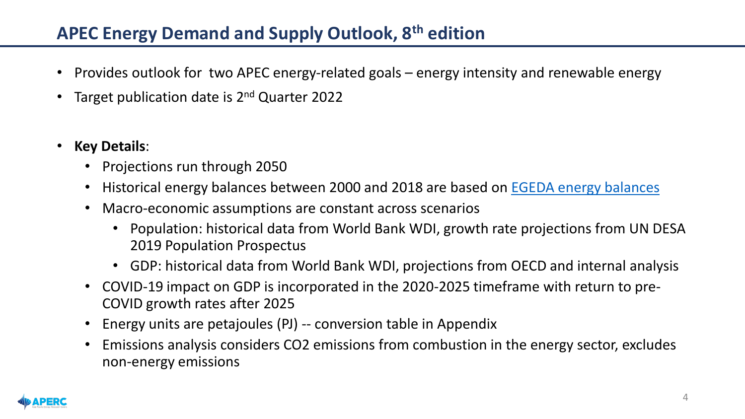# APEC Energy Demand and Supply Outlook, 8th edition

- Provides outlook for two APEC energy-related goals – energy intensity and renewable energy
- Target publication date is 2nd Quarter 2022

- **Key Details**:
  - Projections run through 2050
  - Historical energy balances between 2000 and 2018 are based on [EGEDA energy balances]
  - Macro-economic assumptions are constant across scenarios
    - Population: historical data from World Bank WDI, growth rate projections from UN DESA 2019 Population Prospectus
    - GDP: historical data from World Bank WDI, projections from OECD and internal analysis
  - COVID-19 impact on GDP is incorporated in the 2020-2025 timeframe with return to pre-COVID growth rates after 2025
  - Energy units are petajoules (PJ) -- conversion table in Appendix
  - Emissions analysis considers $CO_2$ emissions from combustion in the energy sector, excludes non-energy emissions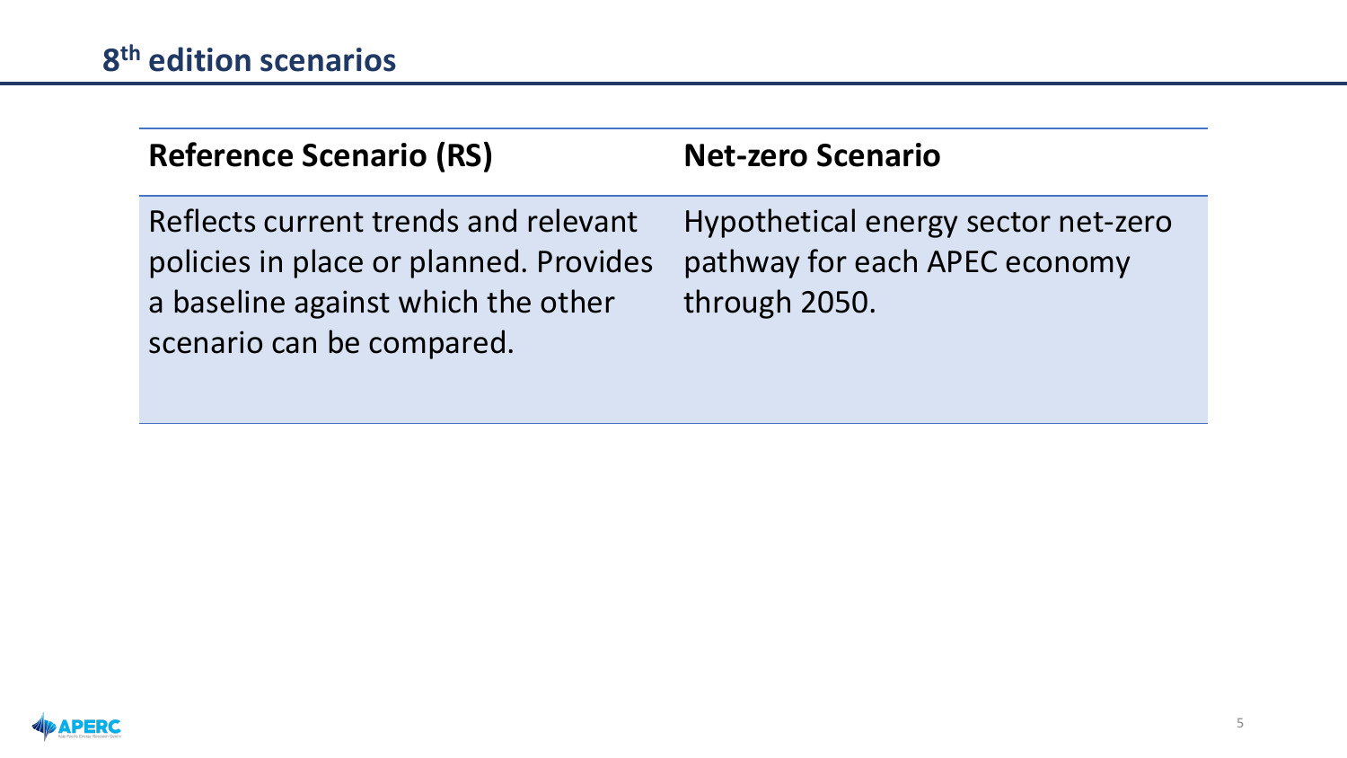## 8th edition scenarios

| Reference Scenario (RS) | Net-zero Scenario |
| --- | --- |
| Reflects current trends and relevant policies in place or planned. Provides a baseline against which the other scenario can be compared. | Hypothetical energy sector net-zero pathway for each APEC economy through 2050. |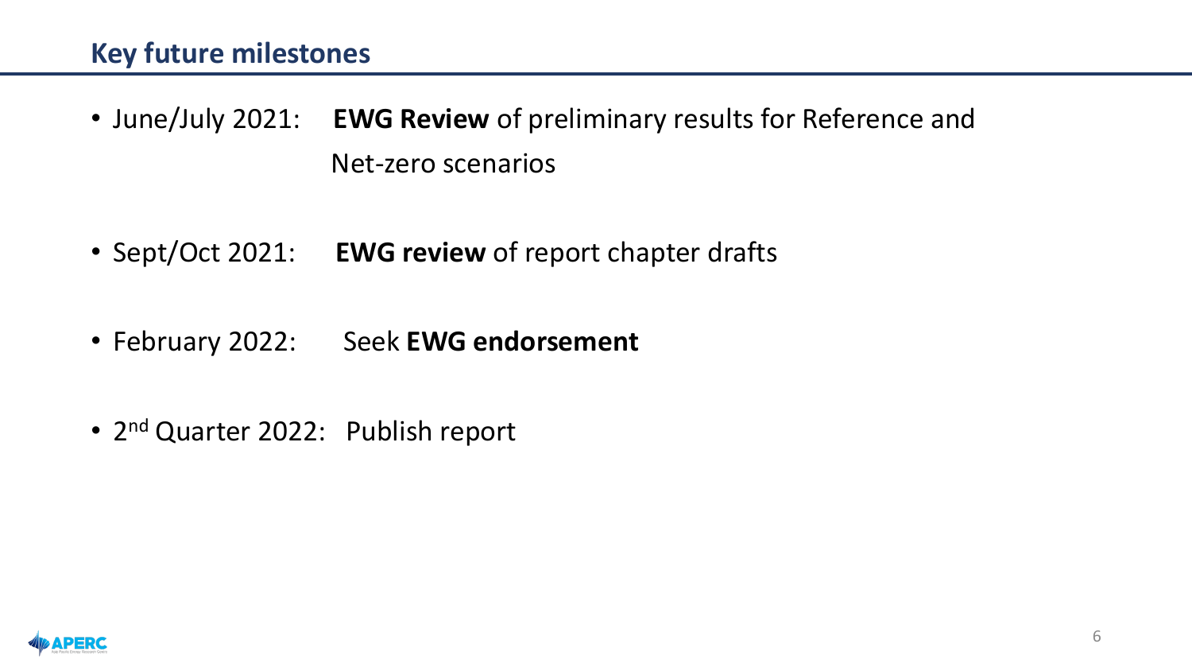## Key future milestones

- June/July 2021: **EWG Review** of preliminary results for Reference and Net-zero scenarios
- Sept/Oct 2021: **EWG review** of report chapter drafts
- February 2022: Seek **EWG endorsement**
- 2nd Quarter 2022: Publish report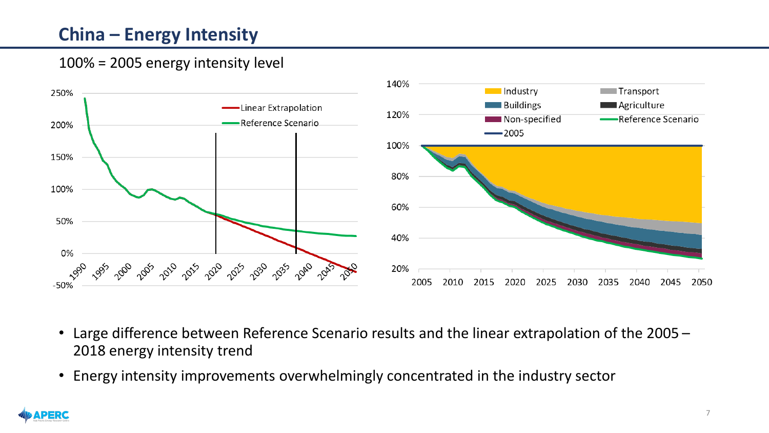# China – Energy Intensity

100% = 2005 energy intensity level

- Large difference between Reference Scenario results and the linear extrapolation of the 2005 – 2018 energy intensity trend
- Energy intensity improvements overwhelmingly concentrated in the industry sector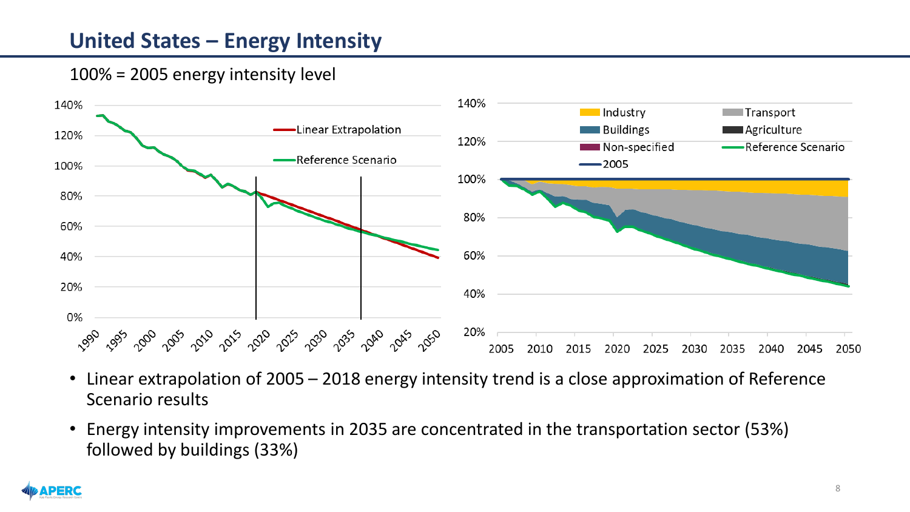# United States – Energy Intensity

100% = 2005 energy intensity level

- Linear extrapolation of 2005 – 2018 energy intensity trend is a close approximation of Reference Scenario results
- Energy intensity improvements in 2035 are concentrated in the transportation sector (53%) followed by buildings (33%)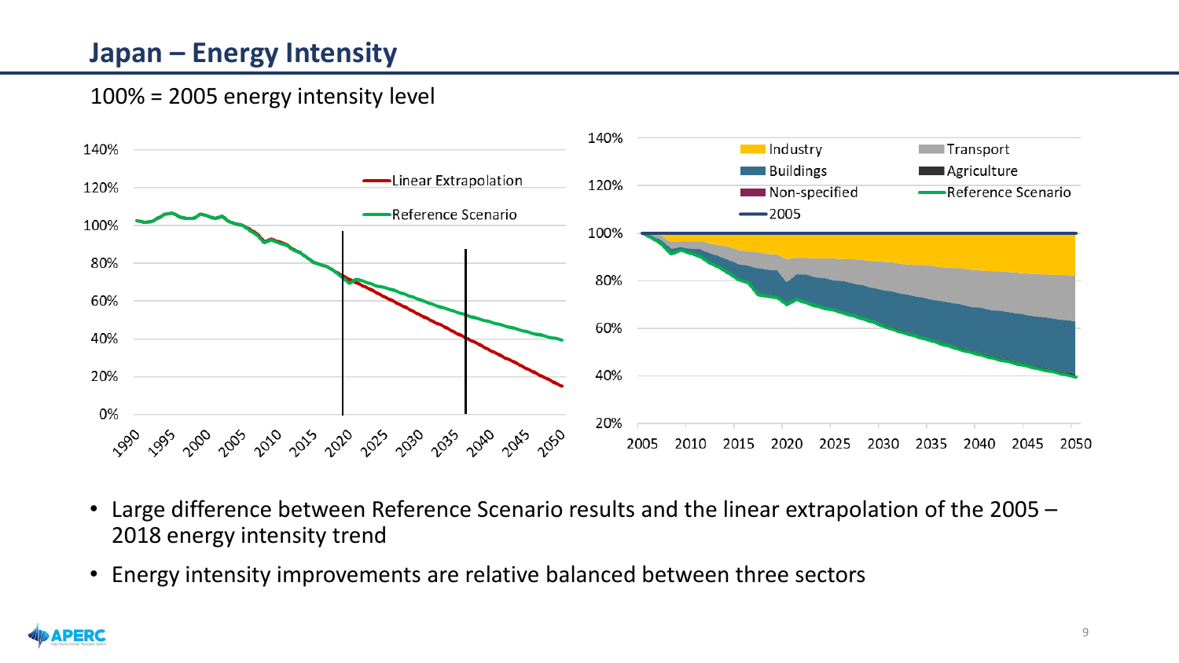# Japan – Energy Intensity

100% = 2005 energy intensity level

- Large difference between Reference Scenario results and the linear extrapolation of the 2005 – 2018 energy intensity trend
- Energy intensity improvements are relative balanced between three sectors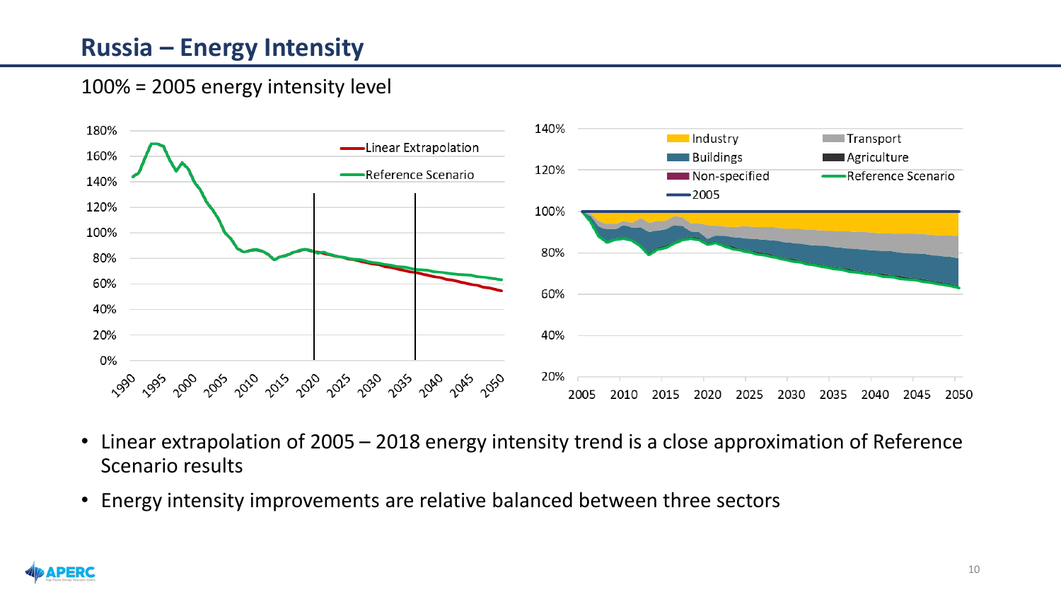# Russia – Energy Intensity

100% = 2005 energy intensity level

- Linear extrapolation of 2005 – 2018 energy intensity trend is a close approximation of Reference Scenario results
- Energy intensity improvements are relative balanced between three sectors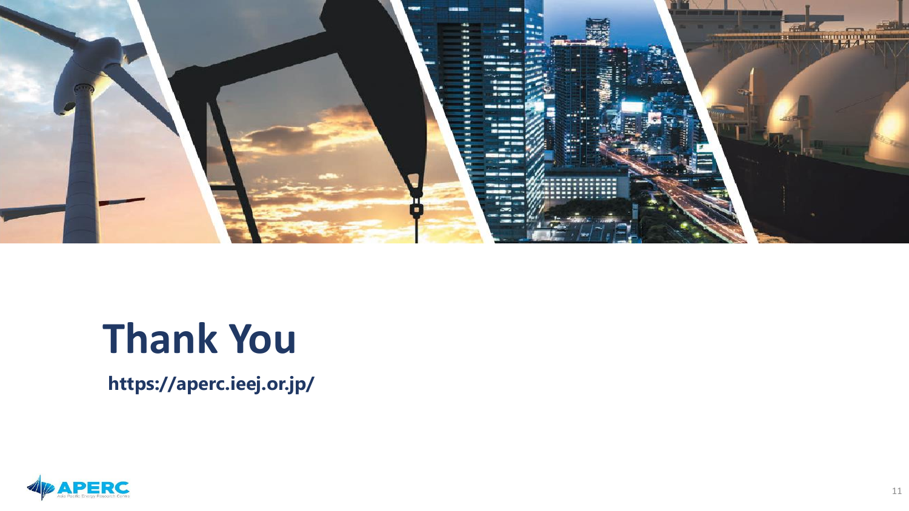# Thank You

**https://aperc.ieej.or.jp/**